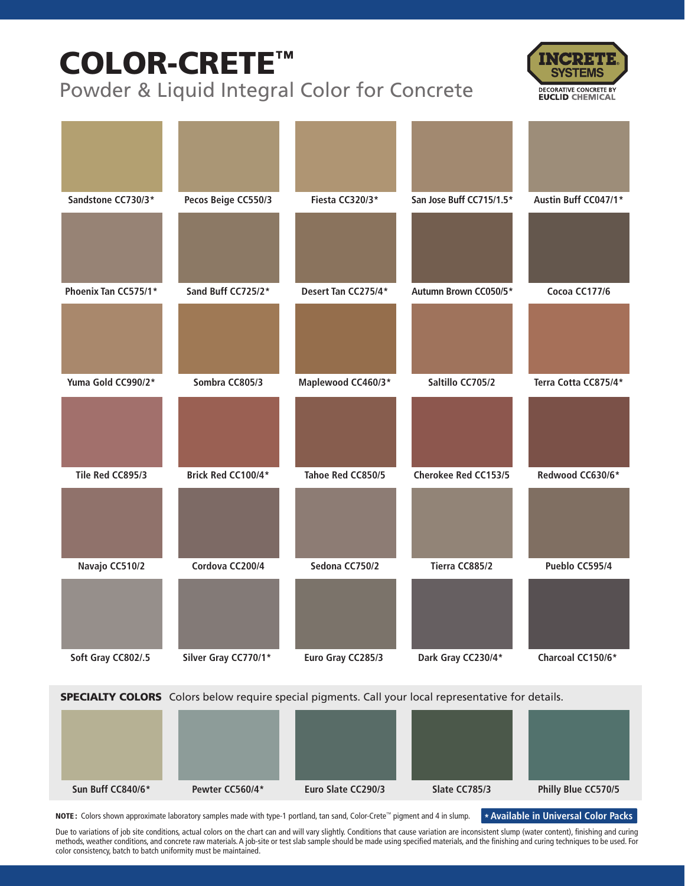# COLOR-CRETE™

## Powder & Liquid Integral Color for Concrete

INCRETE SYSTEMS
DECORATIVE CONCRETE BY EUCLID CHEMICAL

| | | | | |
|---|---|---|---|---|
| Sandstone CC730/3* | Pecos Beige CC550/3 | Fiesta CC320/3* | San Jose Buff CC715/1.5* | Austin Buff CC047/1* |
| Phoenix Tan CC575/1* | Sand Buff CC725/2* | Desert Tan CC275/4* | Autumn Brown CC050/5* | Cocoa CC177/6 |
| Yuma Gold CC990/2* | Sombra CC805/3 | Maplewood CC460/3* | Saltillo CC705/2 | Terra Cotta CC875/4* |
| Tile Red CC895/3 | Brick Red CC100/4* | Tahoe Red CC850/5 | Cherokee Red CC153/5 | Redwood CC630/6* |
| Navajo CC510/2 | Cordova CC200/4 | Sedona CC750/2 | Tierra CC885/2 | Pueblo CC595/4 |
| Soft Gray CC802/.5 | Silver Gray CC770/1* | Euro Gray CC285/3 | Dark Gray CC230/4* | Charcoal CC150/6* |

**SPECIALTY COLORS** Colors below require special pigments. Call your local representative for details.

| | | | | |
|---|---|---|---|---|
| Sun Buff CC840/6* | Pewter CC560/4* | Euro Slate CC290/3 | Slate CC785/3 | Philly Blue CC570/5 |

**NOTE:** Colors shown approximate laboratory samples made with type-1 portland, tan sand, Color-Crete™ pigment and 4 in slump.

**\* Available in Universal Color Packs**

Due to variations of job site conditions, actual colors on the chart can and will vary slightly. Conditions that cause variation are inconsistent slump (water content), finishing and curing methods, weather conditions, and concrete raw materials. A job-site or test slab sample should be made using specified materials, and the finishing and curing techniques to be used. For color consistency, batch to batch uniformity must be maintained.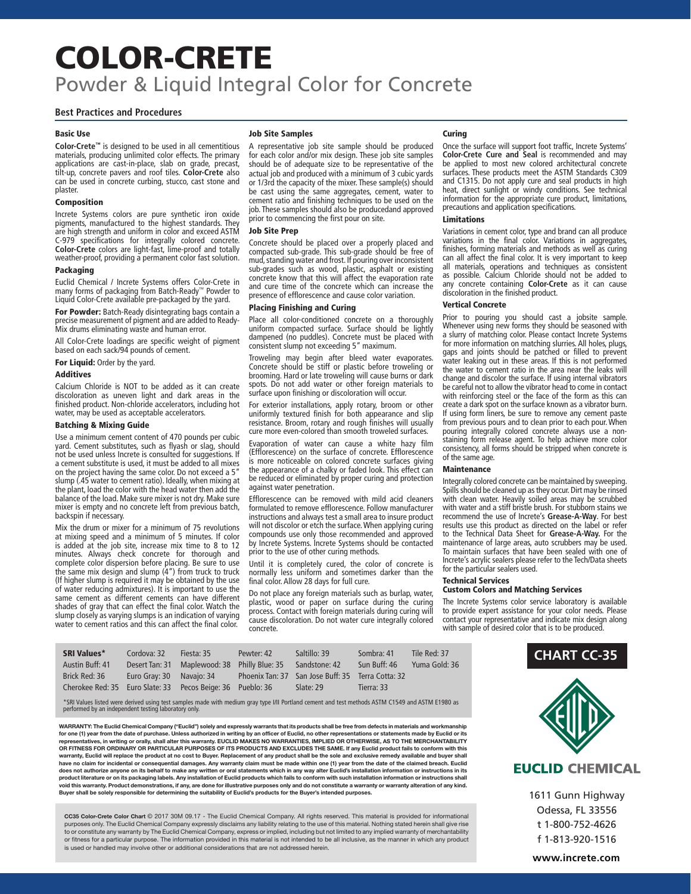# COLOR-CRETE

## Powder & Liquid Integral Color for Concrete

### Best Practices and Procedures

#### Basic Use

**Color-Crete™** is designed to be used in all cementitious materials, producing unlimited color effects. The primary applications are cast-in-place, slab on grade, precast, tilt-up, concrete pavers and roof tiles. **Color-Crete** also can be used in concrete curbing, stucco, cast stone and plaster.

#### Composition

Increte Systems colors are pure synthetic iron oxide pigments, manufactured to the highest standards. They are high strength and uniform in color and exceed ASTM C-979 specifications for integrally colored concrete. **Color-Crete** colors are light-fast, lime-proof and totally weather-proof, providing a permanent color fast solution.

#### Packaging

Euclid Chemical / Increte Systems offers Color-Cret in many forms of packaging from Batch-Ready™ Powder to Liquid Color-Crete available pre-packaged by the yard.

**For Powder:** Batch-Ready disintegrating bags contain a precise measurement of pigment and are added to Ready-Mix drums eliminating waste and human error.

All Color-Crete loadings are specific weight of pigment based on each sack/94 pounds of cement.

**For Liquid:** Order by the yard.

#### Additives

Calcium Chloride is NOT to be added as it can create discoloration as uneven light and dark areas in the finished product. Non-chloride accelerators, including hot water, may be used as acceptable accelerators.

#### Batching & Mixing Guide

Use a minimum cement content of 470 pounds per cubic yard. Cement substitutes, such as flyash or slag, should not be used unless Increte is consulted for suggestions. If a cement substitute is used, it must be added to all mixes on the project having the same color. Do not exceed a 5" slump (.45 water to cement ratio). Ideally, when mixing at the plant, load the color with the head water then add the balance of the load. Make sure mixer is not dry. Make sure mixer is empty and no concrete left from previous batch, backspin if necessary.

Mix the drum or mixer for a minimum of 75 revolutions at mixing speed and a minimum of 5 minutes. If color is added at the job site, increase mix time to 8 to 12 minutes. Always check concrete for thorough and complete color dispersion before placing. Be sure to use the same mix design and slump (4") from truck to truck (If higher slump is required it may be obtained by the use of water reducing admixtures). It is important to use the same cement as different cements can have different shades of gray that can effect the final color. Watch the slump closely as varying slumps is an indication of varying water to cement ratios and this can affect the final color.

#### Job Site Samples

A representative job site sample should be produced for each color and/or mix design. These job site samples should be of adequate size to be representative of the actual job and produced with a minimum of 3 cubic yards or 1/3rd the capacity of the mixer. These sample(s) should be cast using the same aggregates, cement, water to cement ratio and finishing techniques to be used on the job. These samples should also be producedand approved prior to commencing the first pour on site.

#### Job Site Prep

Concrete should be placed over a properly placed and compacted sub-grade. This sub-grade should be free of mud, standing water and frost. If pouring over inconsistent sub-grades such as wood, plastic, asphalt or existing concrete know that this will affect the evaporation rate and cure time of the concrete which can increase the presence of efflorescence and cause color variation.

#### Placing Finishing and Curing

Place all color-conditioned concrete on a thoroughly uniform compacted surface. Surface should be lightly dampened (no puddles). Concrete must be placed with consistent slump not exceeding 5" maximum.

Troweling may begin after bleed water evaporates. Concrete should be stiff or plastic before troweling or brooming. Hard or late troweling will cause burns or dark spots. Do not add water or other foreign materials to surface upon finishing or discoloration will occur.

For exterior installations, apply rotary, broom or other uniformly textured finish for both appearance and slip resistance. Broom, rotary and rough finishes will usually cure more even-colored than smooth troweled surfaces.

Evaporation of water can cause a white hazy film (Efflorescence) on the surface of concrete. Efflorescence is more noticeable on colored concrete surfaces giving the appearance of a chalky or faded look. This effect can be reduced or eliminated by proper curing and protection against water penetration.

Efflorescence can be removed with mild acid cleaners formulated to remove efflorescence. Follow manufacturer instructions and always test a small area to insure product will not discolor or etch the surface. When applying curing compounds use only those recommended and approved by Increte Systems. Increte Systems should be contacted prior to the use of other curing methods.

Until it is completely cured, the color of concrete is normally less uniform and sometimes darker than the final color. Allow 28 days for full cure.

Do not place any foreign materials such as burlap, water, plastic, wood or paper on surface during the curing process. Contact with foreign materials during curing will cause discoloration. Do not water cure integrally colored concrete.

#### Curing

Once the surface will support foot traffic, Increte Systems' **Color-Crete Cure and Seal** is recommended and may be applied to most new colored architectural concrete surfaces. These products meet the ASTM Standards C309 and C1315. Do not apply cure and seal products in high heat, direct sunlight or windy conditions. See technical information for the appropriate cure product, limitations, precautions and application specifications.

#### Limitations

Variations in cement color, type and brand can all produce variations in the final color. Variations in aggregates, finishes, forming materials and methods as well as curing can all affect the final color. It is very important to keep all materials, operations and techniques as consistent as possible. Calcium Chloride should not be added to any concrete containing **Color-Crete** as it can cause discoloration in the finished product.

#### Vertical Concrete

Prior to pouring you should cast a jobsite sample. Whenever using new forms they should be seasoned with a slurry of matching color. Please contact Increte Systems for more information on matching slurries. All holes, plugs, gaps and joints should be patched or filled to prevent water leaking out in these areas. If this is not performed the water to cement ratio in the area near the leaks will change and discolor the surface. If using internal vibrators be careful not to allow the vibrator head to come in contact with reinforcing steel or the face of the form as this can create a dark spot on the surface known as a vibrator burn. If using form liners, be sure to remove any cement paste from previous pours and to clean prior to each pour. When pouring integrally colored concrete always use a non-staining form release agent. To help achieve more color consistency, all forms should be stripped when concrete is of the same age.

#### Maintenance

Integrally colored concrete can be maintained by sweeping. Spills should be cleaned up as they occur. Dirt may be rinsed with clean water. Heavily soiled areas may be scrubbed with water and a stiff bristle brush. For stubborn stains we recommend the use of Increte's **Grease-A-Way**. For best results use this product as directed on the label or refer to the Technical Data Sheet for **Grease-A-Way.** For the maintenance of large areas, auto scrubbers may be used. To maintain surfaces that have been sealed with one of Increte's acrylic sealers please refer to the Tech/Data sheets for the particular sealers used.

#### Technical Services

#### Custom Colors and Matching Services

The Increte Systems color service laboratory is available to provide expert assistance for your color needs. Please contact your representative and indicate mix design along with sample of desired color that is to be produced.

| **SRI Values*** | Cordova: 32 | Fiesta: 35 | Pewter: 42 | Saltillo: 39 | Sombra: 41 | Tile Red: 37 |
|---|---|---|---|---|---|---|
| Austin Buff: 41 | Desert Tan: 31 | Maplewood: 38 | Philly Blue: 35 | Sandstone: 42 | Sun Buff: 46 | Yuma Gold: 36 |
| Brick Red: 36 | Euro Gray: 30 | Navajo: 34 | Phoenix Tan: 37 | San Jose Buff: 35 | Terra Cotta: 32 | |
| Cherokee Red: 35 | Euro Slate: 33 | Pecos Beige: 36 | Pueblo: 36 | Slate: 29 | Tierra: 33 | |

*SRI Values listed were derived using test samples made with medium gray type I/II Portland cement and test methods ASTM C1549 and ASTM E1980 as performed by an independent testing laboratory only.

**WARRANTY: The Euclid Chemical Company ("Euclid") solely and expressly warrants that its products shall be free from defects in materials and workmanship for one (1) year from the date of purchase. Unless authorized in writing by an officer of Euclid, no other representations or statements made by Euclid or its representatives, in writing or orally, shall alter this warranty. EUCLID MAKES NO WARRANTIES, IMPLIED OR OTHERWISE, AS TO THE MERCHANTABILITY OR FITNESS FOR ORDINARY OR PARTICULAR PURPOSES OF ITS PRODUCTS AND EXCLUDES THE SAME. If any Euclid product fails to conform with this warranty, Euclid will replace the product at no cost to Buyer. Replacement of any product shall be the sole and exclusive remedy available and buyer shall have no claim for incidental or consequential damages. Any warranty claim must be made within one (1) year from the date of the claimed breach. Euclid does not authorize anyone on its behalf to make any written or oral statements which in any way alter Euclid's installation information or instructions in its product literature or on its packaging labels. Any installation of Euclid products which fails to conform with such installation information or instructions shall void this warranty. Product demonstrations, if any, are done for illustrative purposes only and do not constitute a warranty or warranty alteration of any kind. Buyer shall be solely responsible for determining the suitability of Euclid's products for the Buyer's intended purposes.**

**CC35 Color-Crete Color Chart** © 2017 30M 09.17 - The Euclid Chemical Company. All rights reserved. This material is provided for informational purposes only. The Euclid Chemical Company expressly disclaims any liability relating to the use of this material. Nothing stated herein shall give rise to or constitute any warranty by The Euclid Chemical Company, express or implied, including but not limited to any implied warranty of merchantability or fitness for a particular purpose. The information provided in this material is not intended to be all inclusive, as the manner in which any product is used or handled may involve other or additional considerations that are not addressed herein.

**CHART CC-35**

EUCLID CHEMICAL

1611 Gunn Highway
Odessa, FL 33556
t 1-800-752-4626
f 1-813-920-1516

**www.increte.com**